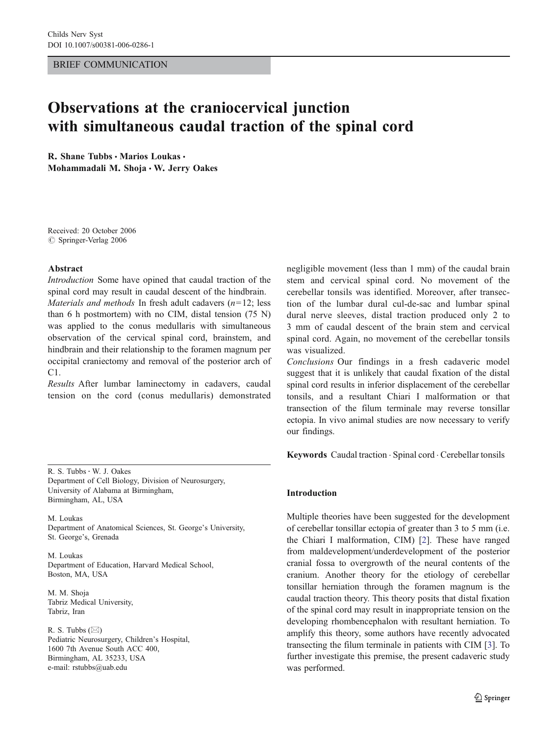BRIEF COMMUNICATION

# Observations at the craniocervical junction with simultaneous caudal traction of the spinal cord

**R. Shane Tubbs · Marios Loukas · Mohammadali M. Shoja · W. Jerry Oakes**

Received: 20 October 2006
© Springer-Verlag 2006

**Abstract**

*Introduction* Some have opined that caudal traction of the spinal cord may result in caudal descent of the hindbrain.

*Materials and methods* In fresh adult cadavers ($n$=12; less than 6 h postmortem) with no CIM, distal tension (75 N) was applied to the conus medullaris with simultaneous observation of the cervical spinal cord, brainstem, and hindbrain and their relationship to the foramen magnum per occipital craniectomy and removal of the posterior arch of C1.

*Results* After lumbar laminectomy in cadavers, caudal tension on the cord (conus medullaris) demonstrated negligible movement (less than 1 mm) of the caudal brain stem and cervical spinal cord. No movement of the cerebellar tonsils was identified. Moreover, after transection of the lumbar dural cul-de-sac and lumbar spinal dural nerve sleeves, distal traction produced only 2 to 3 mm of caudal descent of the brain stem and cervical spinal cord. Again, no movement of the cerebellar tonsils was visualized.

*Conclusions* Our findings in a fresh cadaveric model suggest that it is unlikely that caudal fixation of the distal spinal cord results in inferior displacement of the cerebellar tonsils, and a resultant Chiari I malformation or that transection of the filum terminale may reverse tonsillar ectopia. In vivo animal studies are now necessary to verify our findings.

**Keywords** Caudal traction · Spinal cord · Cerebellar tonsils

R. S. Tubbs · W. J. Oakes
Department of Cell Biology, Division of Neurosurgery,
University of Alabama at Birmingham,
Birmingham, AL, USA

M. Loukas
Department of Anatomical Sciences, St. George's University,
St. George's, Grenada

M. Loukas
Department of Education, Harvard Medical School,
Boston, MA, USA

M. M. Shoja
Tabriz Medical University,
Tabriz, Iran

R. S. Tubbs (✉)
Pediatric Neurosurgery, Children's Hospital,
1600 7th Avenue South ACC 400,
Birmingham, AL 35233, USA
e-mail: rstubbs@uab.edu

## Introduction

Multiple theories have been suggested for the development of cerebellar tonsillar ectopia of greater than 3 to 5 mm (i.e. the Chiari I malformation, CIM) [2]. These have ranged from maldevelopment/underdevelopment of the posterior cranial fossa to overgrowth of the neural contents of the cranium. Another theory for the etiology of cerebellar tonsillar herniation through the foramen magnum is the caudal traction theory. This theory posits that distal fixation of the spinal cord may result in inappropriate tension on the developing rhombencephalon with resultant herniation. To amplify this theory, some authors have recently advocated transecting the filum terminale in patients with CIM [3]. To further investigate this premise, the present cadaveric study was performed.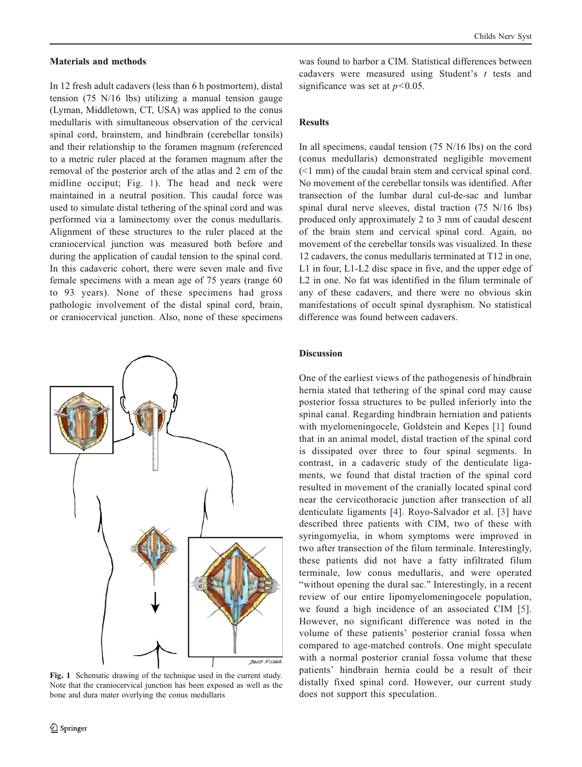## Materials and methods

In 12 fresh adult cadavers (less than 6 h postmortem), distal tension (75 N/16 lbs) utilizing a manual tension gauge (Lyman, Middletown, CT, USA) was applied to the conus medullaris with simultaneous observation of the cervical spinal cord, brainstem, and hindbrain (cerebellar tonsils) and their relationship to the foramen magnum (referenced to a metric ruler placed at the foramen magnum after the removal of the posterior arch of the atlas and 2 cm of the midline occiput; Fig. 1). The head and neck were maintained in a neutral position. This caudal force was used to simulate distal tethering of the spinal cord and was performed via a laminectomy over the conus medullaris. Alignment of these structures to the ruler placed at the craniocervical junction was measured both before and during the application of caudal tension to the spinal cord. In this cadaveric cohort, there were seven male and five female specimens with a mean age of 75 years (range 60 to 93 years). None of these specimens had gross pathologic involvement of the distal spinal cord, brain, or craniocervical junction. Also, none of these specimens was found to harbor a CIM. Statistical differences between cadavers were measured using Student's *t* tests and significance was set at $p<0.05$.

Fig. 1 Schematic drawing of the technique used in the current study. Note that the craniocervical junction has been exposed as well as the bone and dura mater overlying the conus medullaris

## Results

In all specimens, caudal tension (75 N/16 lbs) on the cord (conus medullaris) demonstrated negligible movement (<1 mm) of the caudal brain stem and cervical spinal cord. No movement of the cerebellar tonsils was identified. After transection of the lumbar dural cul-de-sac and lumbar spinal dural nerve sleeves, distal traction (75 N/16 lbs) produced only approximately 2 to 3 mm of caudal descent of the brain stem and cervical spinal cord. Again, no movement of the cerebellar tonsils was visualized. In these 12 cadavers, the conus medullaris terminated at T12 in one, L1 in four, L1-L2 disc space in five, and the upper edge of L2 in one. No fat was identified in the filum terminale of any of these cadavers, and there were no obvious skin manifestations of occult spinal dysraphism. No statistical difference was found between cadavers.

## Discussion

One of the earliest views of the pathogenesis of hindbrain hernia stated that tethering of the spinal cord may cause posterior fossa structures to be pulled inferiorly into the spinal canal. Regarding hindbrain herniation and patients with myelomeningocele, Goldstein and Kepes [1] found that in an animal model, distal traction of the spinal cord is dissipated over three to four spinal segments. In contrast, in a cadaveric study of the denticulate ligaments, we found that distal traction of the spinal cord resulted in movement of the cranially located spinal cord near the cervicothoracic junction after transection of all denticulate ligaments [4]. Royo-Salvador et al. [3] have described three patients with CIM, two of these with syringomyelia, in whom symptoms were improved in two after transection of the filum terminale. Interestingly, these patients did not have a fatty infiltrated filum terminale, low conus medullaris, and were operated "without opening the dural sac." Interestingly, in a recent review of our entire lipomyelomeningocele population, we found a high incidence of an associated CIM [5]. However, no significant difference was noted in the volume of these patients' posterior cranial fossa when compared to age-matched controls. One might speculate with a normal posterior cranial fossa volume that these patients' hindbrain hernia could be a result of their distally fixed spinal cord. However, our current study does not support this speculation.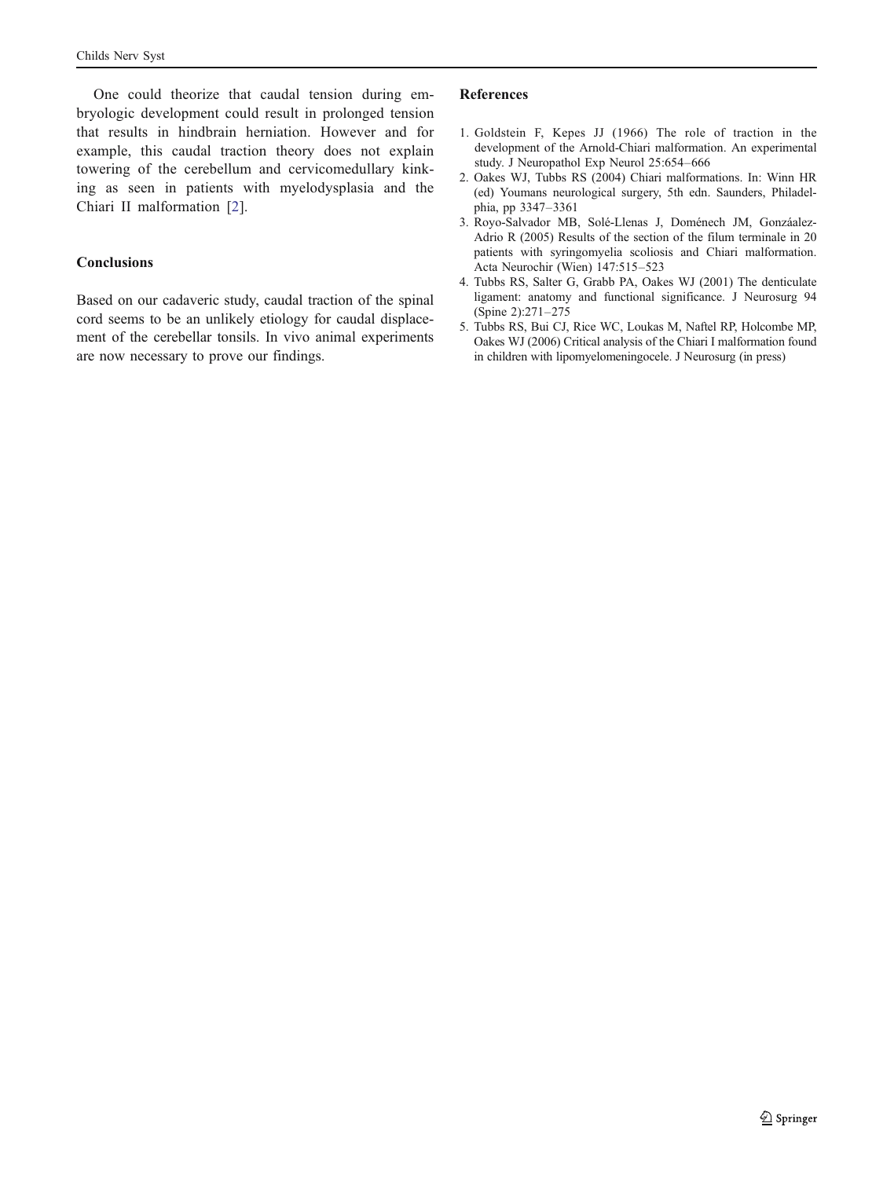One could theorize that caudal tension during embryologic development could result in prolonged tension that results in hindbrain herniation. However and for example, this caudal traction theory does not explain towering of the cerebellum and cervicomedullary kinking as seen in patients with myelodysplasia and the Chiari II malformation [2].

## Conclusions

Based on our cadaveric study, caudal traction of the spinal cord seems to be an unlikely etiology for caudal displacement of the cerebellar tonsils. In vivo animal experiments are now necessary to prove our findings.

## References

1. Goldstein F, Kepes JJ (1966) The role of traction in the development of the Arnold-Chiari malformation. An experimental study. J Neuropathol Exp Neurol 25:654–666
2. Oakes WJ, Tubbs RS (2004) Chiari malformations. In: Winn HR (ed) Youmans neurological surgery, 5th edn. Saunders, Philadelphia, pp 3347–3361
3. Royo-Salvador MB, Solé-Llenas J, Doménech JM, Gonzáalez-Adrio R (2005) Results of the section of the filum terminale in 20 patients with syringomyelia scoliosis and Chiari malformation. Acta Neurochir (Wien) 147:515–523
4. Tubbs RS, Salter G, Grabb PA, Oakes WJ (2001) The denticulate ligament: anatomy and functional significance. J Neurosurg 94 (Spine 2):271–275
5. Tubbs RS, Bui CJ, Rice WC, Loukas M, Naftel RP, Holcombe MP, Oakes WJ (2006) Critical analysis of the Chiari I malformation found in children with lipomyelomeningocele. J Neurosurg (in press)